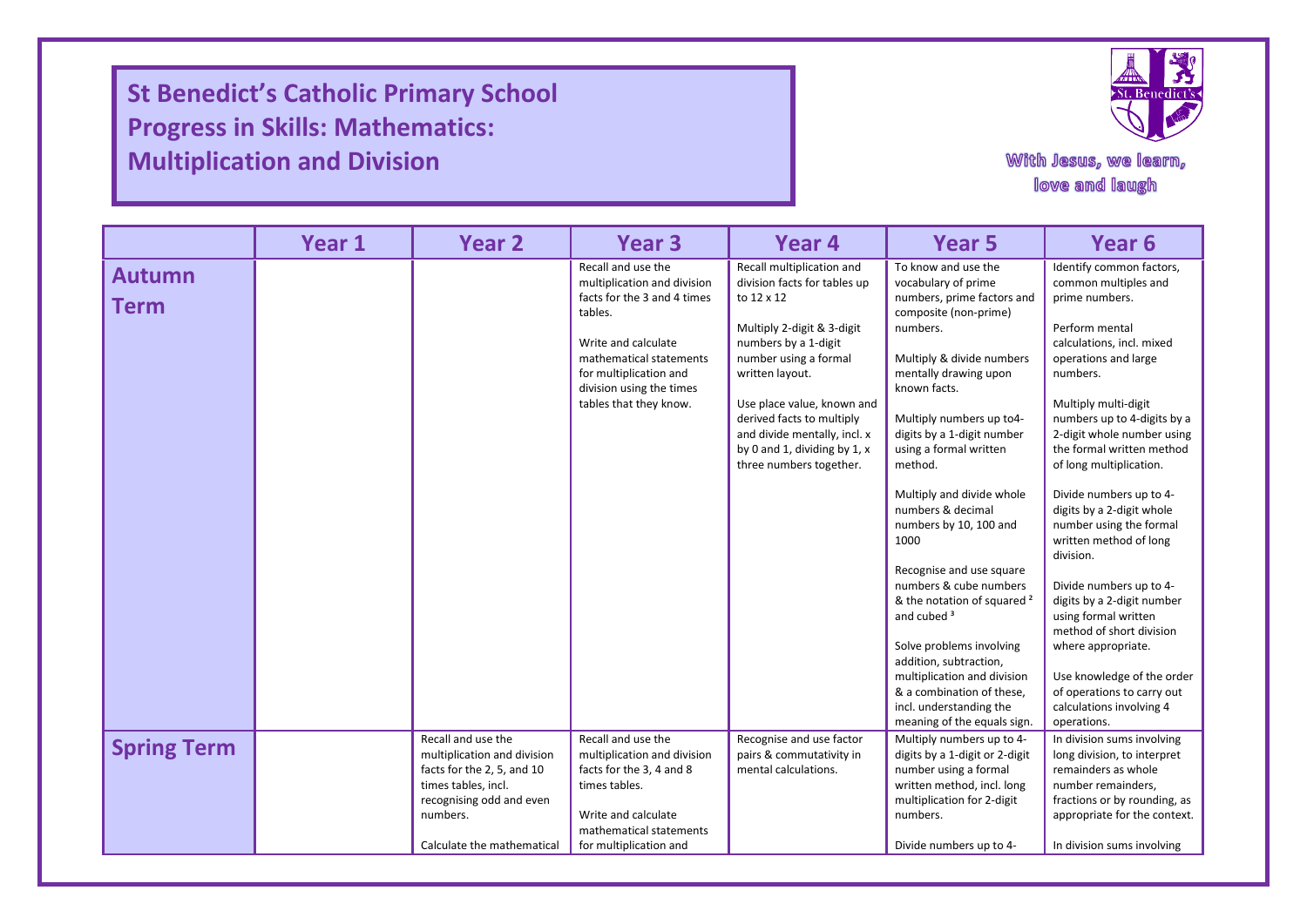# St Benedict's Catholic Primary School
# Progress in Skills: Mathematics: Multiplication and Division

With Jesus, we learn, love and laugh

| | Year 1 | Year 2 | Year 3 | Year 4 | Year 5 | Year 6 |
|---|---|---|---|---|---|---|
| **Autumn Term** | | | Recall and use the multiplication and division facts for the 3 and 4 times tables.<br><br>Write and calculate mathematical statements for multiplication and division using the times tables that they know. | Recall multiplication and division facts for tables up to 12 x 12<br><br>Multiply 2-digit & 3-digit numbers by a 1-digit number using a formal written layout.<br><br>Use place value, known and derived facts to multiply and divide mentally, incl. x by 0 and 1, dividing by 1, x three numbers together. | To know and use the vocabulary of prime numbers, prime factors and composite (non-prime) numbers.<br><br>Multiply & divide numbers mentally drawing upon known facts.<br><br>Multiply numbers up to4-digits by a 1-digit number using a formal written method.<br><br>Multiply and divide whole numbers & decimal numbers by 10, 100 and 1000<br><br>Recognise and use square numbers & cube numbers & the notation of squared $^2$ and cubed $^3$<br><br>Solve problems involving addition, subtraction, multiplication and division & a combination of these, incl. understanding the meaning of the equals sign. | Identify common factors, common multiples and prime numbers.<br><br>Perform mental calculations, incl. mixed operations and large numbers.<br><br>Multiply multi-digit numbers up to 4-digits by a 2-digit whole number using the formal written method of long multiplication.<br><br>Divide numbers up to 4-digits by a 2-digit whole number using the formal written method of long division.<br><br>Divide numbers up to 4-digits by a 2-digit number using formal written method of short division where appropriate.<br><br>Use knowledge of the order of operations to carry out calculations involving 4 operations. |
| **Spring Term** | | Recall and use the multiplication and division facts for the 2, 5, and 10 times tables, incl. recognising odd and even numbers.<br><br>Calculate the mathematical | Recall and use the multiplication and division facts for the 3, 4 and 8 times tables.<br><br>Write and calculate mathematical statements for multiplication and | Recognise and use factor pairs & commutativity in mental calculations. | Multiply numbers up to 4-digits by a 1-digit or 2-digit number using a formal written method, incl. long multiplication for 2-digit numbers.<br><br>Divide numbers up to 4- | In division sums involving long division, to interpret remainders as whole number remainders, fractions or by rounding, as appropriate for the context.<br><br>In division sums involving |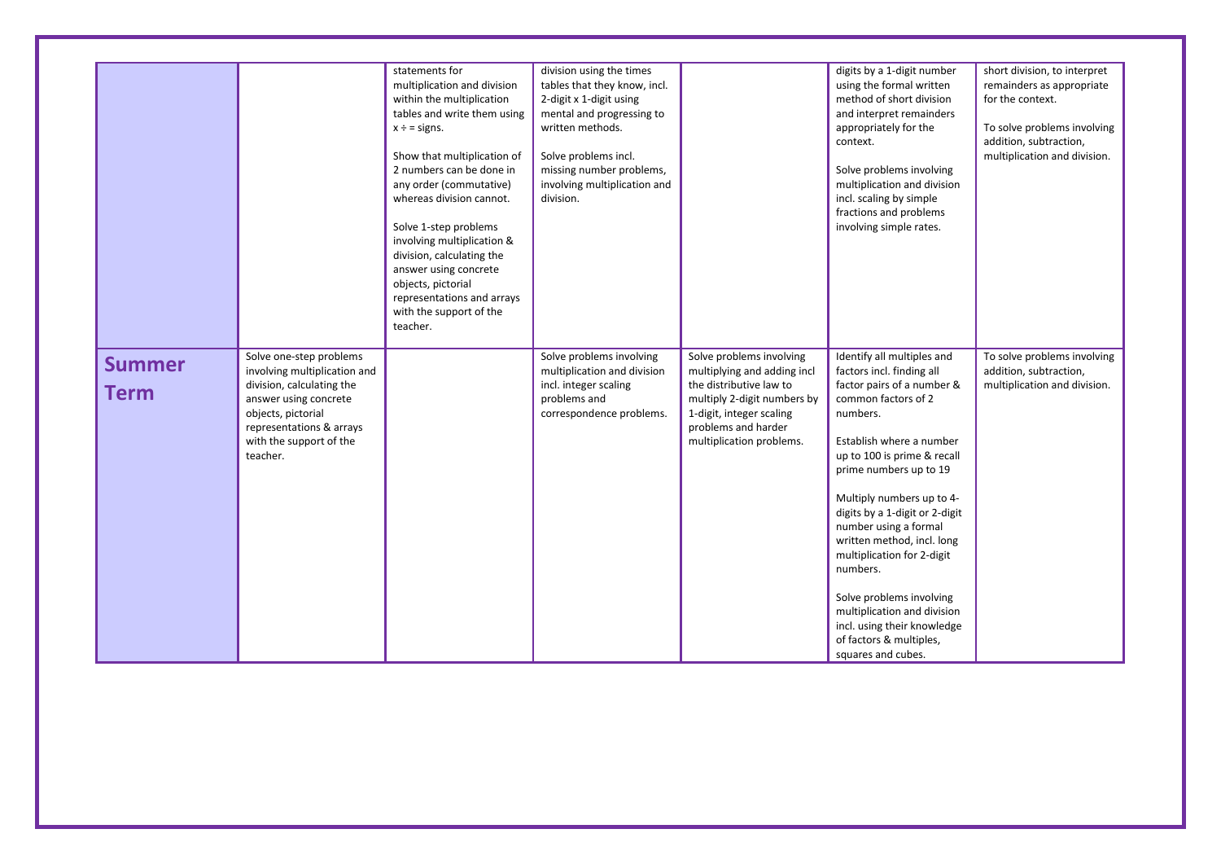| | | | | | | |
|---|---|---|---|---|---|---|
| | | statements for multiplication and division within the multiplication tables and write them using x ÷ = signs.<br><br>Show that multiplication of 2 numbers can be done in any order (commutative) whereas division cannot.<br><br>Solve 1-step problems involving multiplication & division, calculating the answer using concrete objects, pictorial representations and arrays with the support of the teacher. | division using the times tables that they know, incl. 2-digit x 1-digit using mental and progressing to written methods.<br><br>Solve problems incl. missing number problems, involving multiplication and division. | | digits by a 1-digit number using the formal written method of short division and interpret remainders appropriately for the context.<br><br>Solve problems involving multiplication and division incl. scaling by simple fractions and problems involving simple rates. | short division, to interpret remainders as appropriate for the context.<br><br>To solve problems involving addition, subtraction, multiplication and division. |
| **Summer Term** | Solve one-step problems involving multiplication and division, calculating the answer using concrete objects, pictorial representations & arrays with the support of the teacher. | | Solve problems involving multiplication and division incl. integer scaling problems and correspondence problems. | Solve problems involving multiplying and adding incl the distributive law to multiply 2-digit numbers by 1-digit, integer scaling problems and harder multiplication problems. | Identify all multiples and factors incl. finding all factor pairs of a number & common factors of 2 numbers.<br><br>Establish where a number up to 100 is prime & recall prime numbers up to 19<br><br>Multiply numbers up to 4-digits by a 1-digit or 2-digit number using a formal written method, incl. long multiplication for 2-digit numbers.<br><br>Solve problems involving multiplication and division incl. using their knowledge of factors & multiples, squares and cubes. | To solve problems involving addition, subtraction, multiplication and division. |